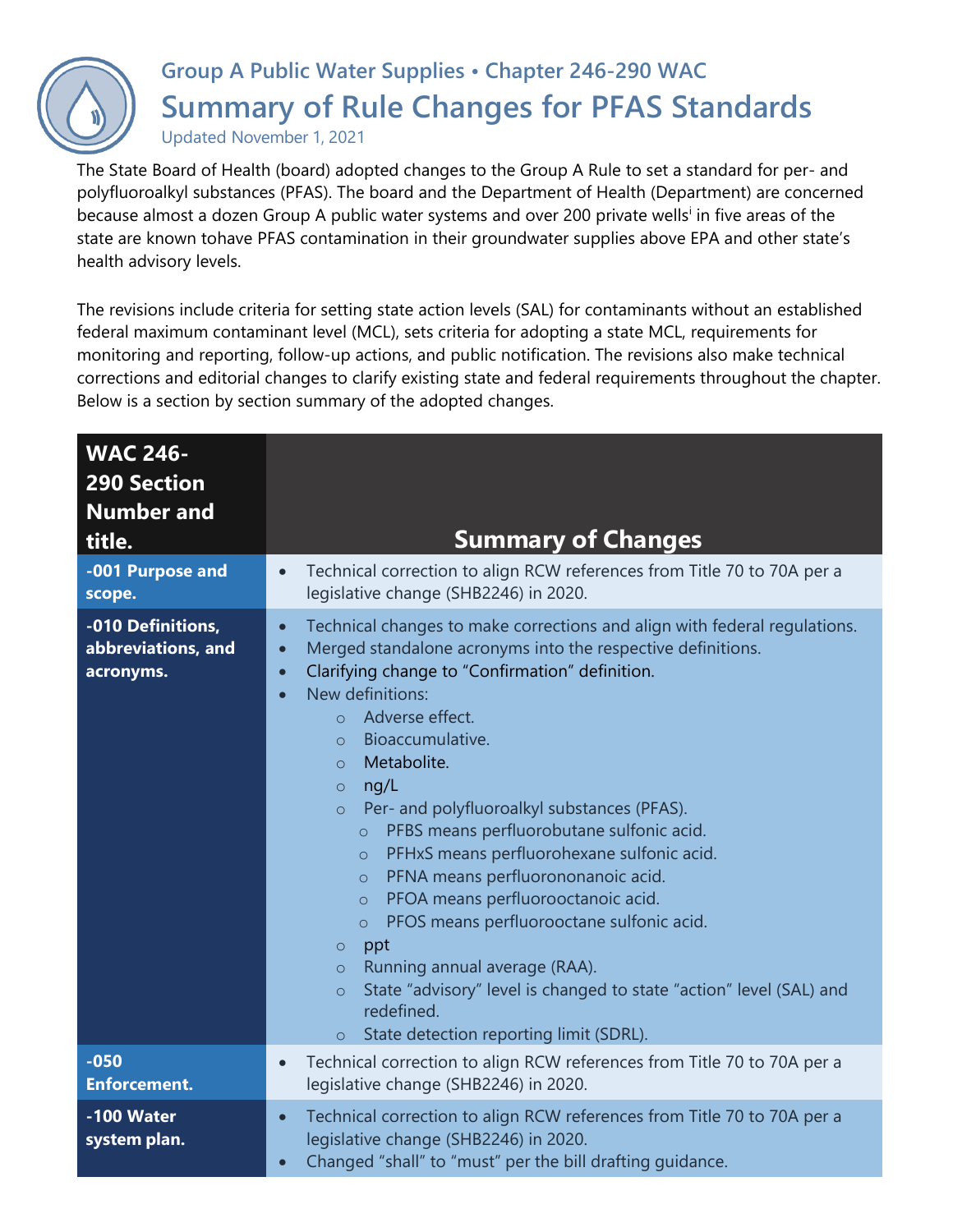## Group A Public Water Supplies • Chapter 246-290 WAC

# Summary of Rule Changes for PFAS Standards

Updated November 1, 2021

The State Board of Health (board) adopted changes to the Group A Rule to set a standard for per- and polyfluoroalkyl substances (PFAS). The board and the Department of Health (Department) are concerned because almost a dozen Group A public water systems and over 200 private wells[i] in five areas of the state are known tohave PFAS contamination in their groundwater supplies above EPA and other state's health advisory levels.

The revisions include criteria for setting state action levels (SAL) for contaminants without an established federal maximum contaminant level (MCL), sets criteria for adopting a state MCL, requirements for monitoring and reporting, follow-up actions, and public notification. The revisions also make technical corrections and editorial changes to clarify existing state and federal requirements throughout the chapter. Below is a section by section summary of the adopted changes.

| WAC 246-290 Section Number and title. | Summary of Changes |
|---|---|
| **-001 Purpose and scope.** | • Technical correction to align RCW references from Title 70 to 70A per a legislative change (SHB2246) in 2020. |
| **-010 Definitions, abbreviations, and acronyms.** | • Technical changes to make corrections and align with federal regulations.<br>• Merged standalone acronyms into the respective definitions.<br>• Clarifying change to "Confirmation" definition.<br>• New definitions:<br>  ○ Adverse effect.<br>  ○ Bioaccumulative.<br>  ○ Metabolite.<br>  ○ ng/L<br>  ○ Per- and polyfluoroalkyl substances (PFAS).<br>    ○ PFBS means perfluorobutane sulfonic acid.<br>    ○ PFHxS means perfluorohexane sulfonic acid.<br>    ○ PFNA means perfluorononanoic acid.<br>    ○ PFOA means perfluorooctanoic acid.<br>    ○ PFOS means perfluorooctane sulfonic acid.<br>  ○ ppt<br>  ○ Running annual average (RAA).<br>  ○ State "advisory" level is changed to state "action" level (SAL) and redefined.<br>  ○ State detection reporting limit (SDRL). |
| **-050 Enforcement.** | • Technical correction to align RCW references from Title 70 to 70A per a legislative change (SHB2246) in 2020. |
| **-100 Water system plan.** | • Technical correction to align RCW references from Title 70 to 70A per a legislative change (SHB2246) in 2020.<br>• Changed "shall" to "must" per the bill drafting guidance. |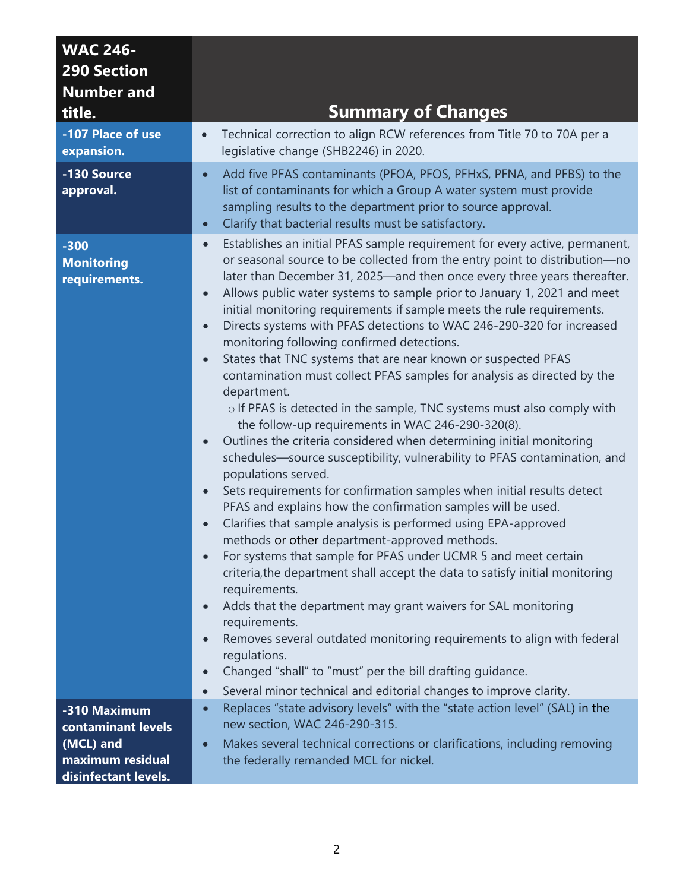| WAC 246-290 Section Number and title. | Summary of Changes |
|---|---|
| **-107 Place of use expansion.** | • Technical correction to align RCW references from Title 70 to 70A per a legislative change (SHB2246) in 2020. |
| **-130 Source approval.** | • Add five PFAS contaminants (PFOA, PFOS, PFHxS, PFNA, and PFBS) to the list of contaminants for which a Group A water system must provide sampling results to the department prior to source approval.<br>• Clarify that bacterial results must be satisfactory. |
| **-300 Monitoring requirements.** | • Establishes an initial PFAS sample requirement for every active, permanent, or seasonal source to be collected from the entry point to distribution—no later than December 31, 2025—and then once every three years thereafter.<br>• Allows public water systems to sample prior to January 1, 2021 and meet initial monitoring requirements if sample meets the rule requirements.<br>• Directs systems with PFAS detections to WAC 246-290-320 for increased monitoring following confirmed detections.<br>• States that TNC systems that are near known or suspected PFAS contamination must collect PFAS samples for analysis as directed by the department.<br>  ○ If PFAS is detected in the sample, TNC systems must also comply with the follow-up requirements in WAC 246-290-320(8).<br>• Outlines the criteria considered when determining initial monitoring schedules—source susceptibility, vulnerability to PFAS contamination, and populations served.<br>• Sets requirements for confirmation samples when initial results detect PFAS and explains how the confirmation samples will be used.<br>• Clarifies that sample analysis is performed using EPA-approved methods or other department-approved methods.<br>• For systems that sample for PFAS under UCMR 5 and meet certain criteria,the department shall accept the data to satisfy initial monitoring requirements.<br>• Adds that the department may grant waivers for SAL monitoring requirements.<br>• Removes several outdated monitoring requirements to align with federal regulations.<br>• Changed “shall” to “must” per the bill drafting guidance.<br>• Several minor technical and editorial changes to improve clarity. |
| **-310 Maximum contaminant levels (MCL) and maximum residual disinfectant levels.** | • Replaces “state advisory levels” with the “state action level” (SAL) in the new section, WAC 246-290-315.<br>• Makes several technical corrections or clarifications, including removing the federally remanded MCL for nickel. |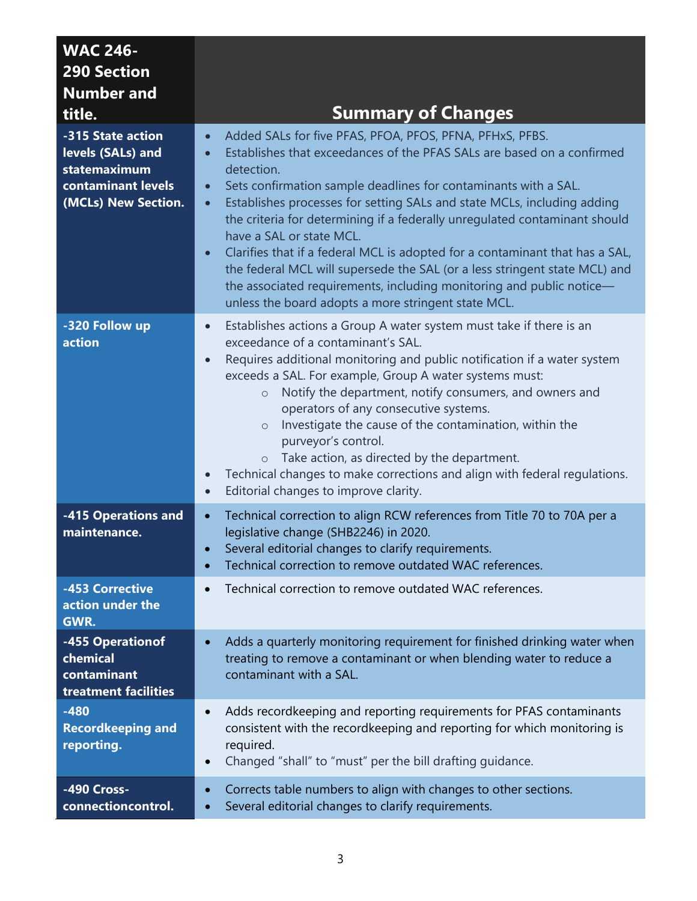| WAC 246-290 Section Number and title. | Summary of Changes |
| --- | --- |
| **-315 State action levels (SALs) and statemaximum contaminant levels (MCLs) New Section.** | • Added SALs for five PFAS, PFOA, PFOS, PFNA, PFHxS, PFBS.<br>• Establishes that exceedances of the PFAS SALs are based on a confirmed detection.<br>• Sets confirmation sample deadlines for contaminants with a SAL.<br>• Establishes processes for setting SALs and state MCLs, including adding the criteria for determining if a federally unregulated contaminant should have a SAL or state MCL.<br>• Clarifies that if a federal MCL is adopted for a contaminant that has a SAL, the federal MCL will supersede the SAL (or a less stringent state MCL) and the associated requirements, including monitoring and public notice—unless the board adopts a more stringent state MCL. |
| **-320 Follow up action** | • Establishes actions a Group A water system must take if there is an exceedance of a contaminant's SAL.<br>• Requires additional monitoring and public notification if a water system exceeds a SAL. For example, Group A water systems must:<br>&nbsp;&nbsp;&nbsp;&nbsp;○ Notify the department, notify consumers, and owners and operators of any consecutive systems.<br>&nbsp;&nbsp;&nbsp;&nbsp;○ Investigate the cause of the contamination, within the purveyor's control.<br>&nbsp;&nbsp;&nbsp;&nbsp;○ Take action, as directed by the department.<br>• Technical changes to make corrections and align with federal regulations.<br>• Editorial changes to improve clarity. |
| **-415 Operations and maintenance.** | • Technical correction to align RCW references from Title 70 to 70A per a legislative change (SHB2246) in 2020.<br>• Several editorial changes to clarify requirements.<br>• Technical correction to remove outdated WAC references. |
| **-453 Corrective action under the GWR.** | • Technical correction to remove outdated WAC references. |
| **-455 Operationof chemical contaminant treatment facilities** | • Adds a quarterly monitoring requirement for finished drinking water when treating to remove a contaminant or when blending water to reduce a contaminant with a SAL. |
| **-480 Recordkeeping and reporting.** | • Adds recordkeeping and reporting requirements for PFAS contaminants consistent with the recordkeeping and reporting for which monitoring is required.<br>• Changed "shall" to "must" per the bill drafting guidance. |
| **-490 Cross-connectioncontrol.** | • Corrects table numbers to align with changes to other sections.<br>• Several editorial changes to clarify requirements. |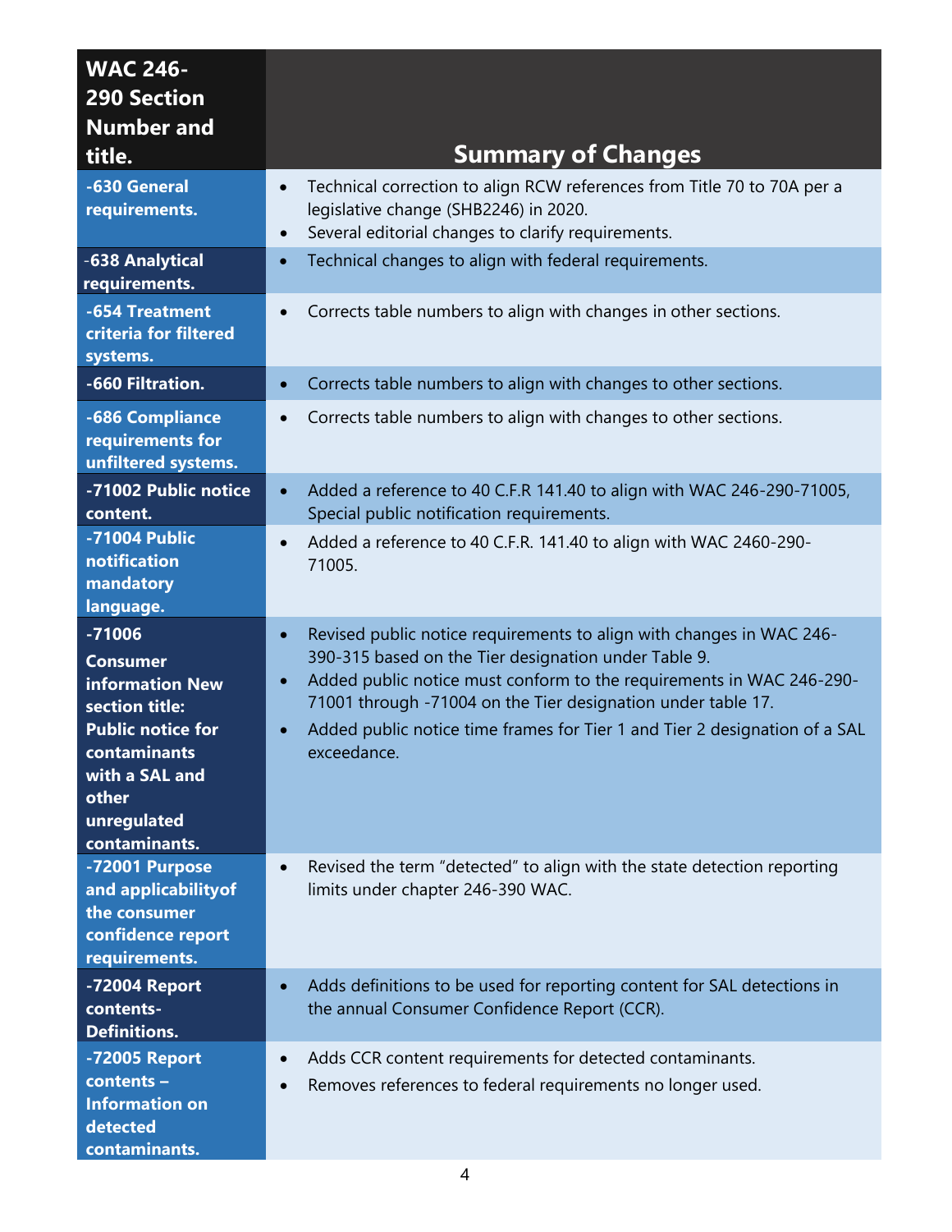| WAC 246-290 Section Number and title. | Summary of Changes |
|---|---|
| -630 General requirements. | • Technical correction to align RCW references from Title 70 to 70A per a legislative change (SHB2246) in 2020.<br>• Several editorial changes to clarify requirements. |
| -638 Analytical requirements. | • Technical changes to align with federal requirements. |
| -654 Treatment criteria for filtered systems. | • Corrects table numbers to align with changes in other sections. |
| -660 Filtration. | • Corrects table numbers to align with changes to other sections. |
| -686 Compliance requirements for unfiltered systems. | • Corrects table numbers to align with changes to other sections. |
| -71002 Public notice content. | • Added a reference to 40 C.F.R 141.40 to align with WAC 246-290-71005, Special public notification requirements. |
| -71004 Public notification mandatory language. | • Added a reference to 40 C.F.R. 141.40 to align with WAC 2460-290-71005. |
| -71006 Consumer information New section title: Public notice for contaminants with a SAL and other unregulated contaminants. | • Revised public notice requirements to align with changes in WAC 246-390-315 based on the Tier designation under Table 9.<br>• Added public notice must conform to the requirements in WAC 246-290-71001 through -71004 on the Tier designation under table 17.<br>• Added public notice time frames for Tier 1 and Tier 2 designation of a SAL exceedance. |
| -72001 Purpose and applicabilityof the consumer confidence report requirements. | • Revised the term "detected" to align with the state detection reporting limits under chapter 246-390 WAC. |
| -72004 Report contents- Definitions. | • Adds definitions to be used for reporting content for SAL detections in the annual Consumer Confidence Report (CCR). |
| -72005 Report contents – Information on detected contaminants. | • Adds CCR content requirements for detected contaminants.<br>• Removes references to federal requirements no longer used. |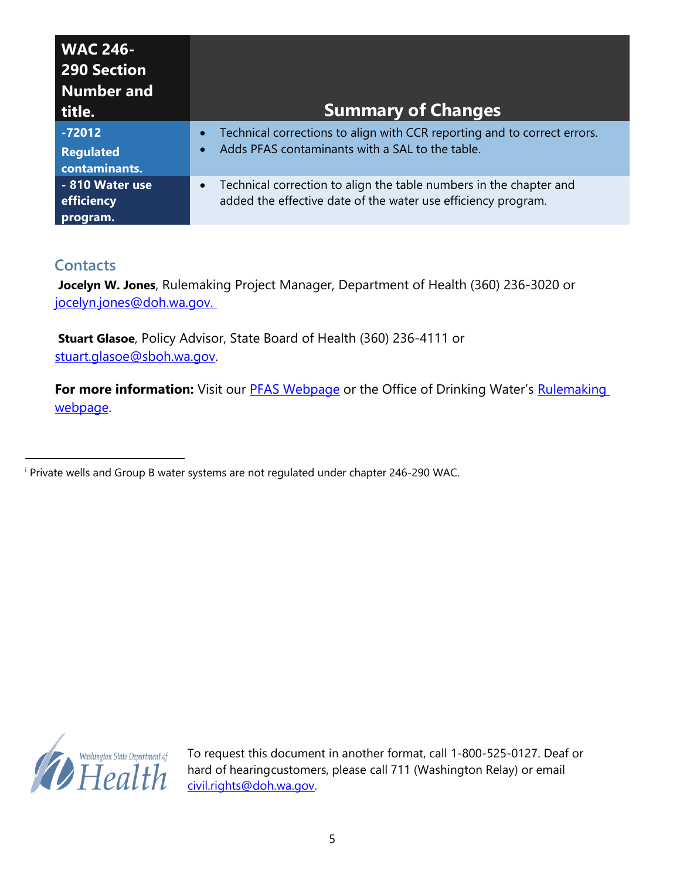| WAC 246-290 Section Number and title. | Summary of Changes |
|---|---|
| -72012 Regulated contaminants. | • Technical corrections to align with CCR reporting and to correct errors.<br>• Adds PFAS contaminants with a SAL to the table. |
| - 810 Water use efficiency program. | • Technical correction to align the table numbers in the chapter and added the effective date of the water use efficiency program. |

## Contacts

**Jocelyn W. Jones**, Rulemaking Project Manager, Department of Health (360) 236-3020 or jocelyn.jones@doh.wa.gov.

**Stuart Glasoe**, Policy Advisor, State Board of Health (360) 236-4111 or stuart.glasoe@sboh.wa.gov.

**For more information:** Visit our PFAS Webpage or the Office of Drinking Water's Rulemaking webpage.

---

[i] Private wells and Group B water systems are not regulated under chapter 246-290 WAC.

Washington State Department of Health

To request this document in another format, call 1-800-525-0127. Deaf or hard of hearingcustomers, please call 711 (Washington Relay) or email civil.rights@doh.wa.gov.